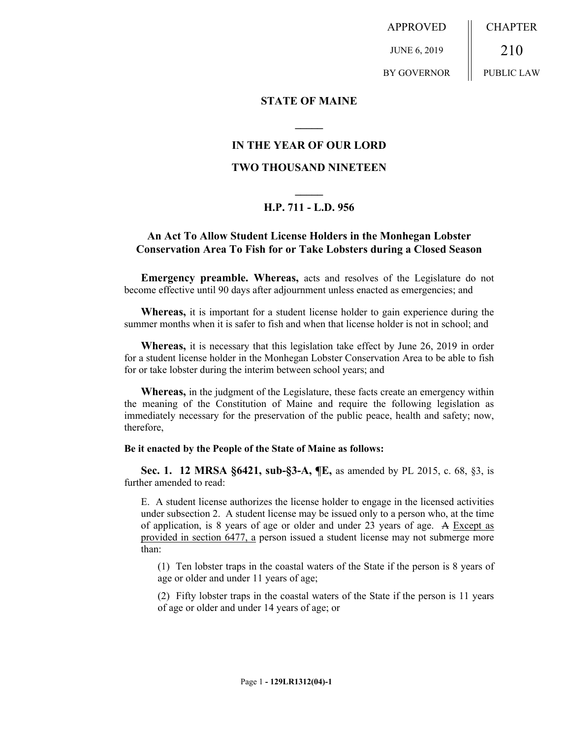| APPROVED | CHAPTER |
| --- | --- |
| JUNE 6, 2019 | 210 |
| BY GOVERNOR | PUBLIC LAW |

**STATE OF MAINE**

**IN THE YEAR OF OUR LORD**

**TWO THOUSAND NINETEEN**

**H.P. 711 - L.D. 956**

## An Act To Allow Student License Holders in the Monhegan Lobster Conservation Area To Fish for or Take Lobsters during a Closed Season

**Emergency preamble. Whereas,** acts and resolves of the Legislature do not become effective until 90 days after adjournment unless enacted as emergencies; and

**Whereas,** it is important for a student license holder to gain experience during the summer months when it is safer to fish and when that license holder is not in school; and

**Whereas,** it is necessary that this legislation take effect by June 26, 2019 in order for a student license holder in the Monhegan Lobster Conservation Area to be able to fish for or take lobster during the interim between school years; and

**Whereas,** in the judgment of the Legislature, these facts create an emergency within the meaning of the Constitution of Maine and require the following legislation as immediately necessary for the preservation of the public peace, health and safety; now, therefore,

**Be it enacted by the People of the State of Maine as follows:**

**Sec. 1. 12 MRSA §6421, sub-§3-A, ¶E,** as amended by PL 2015, c. 68, §3, is further amended to read:

E. A student license authorizes the license holder to engage in the licensed activities under subsection 2. A student license may be issued only to a person who, at the time of application, is 8 years of age or older and under 23 years of age. ~~A~~ Except as provided in section 6477, a person issued a student license may not submerge more than:

(1) Ten lobster traps in the coastal waters of the State if the person is 8 years of age or older and under 11 years of age;

(2) Fifty lobster traps in the coastal waters of the State if the person is 11 years of age or older and under 14 years of age; or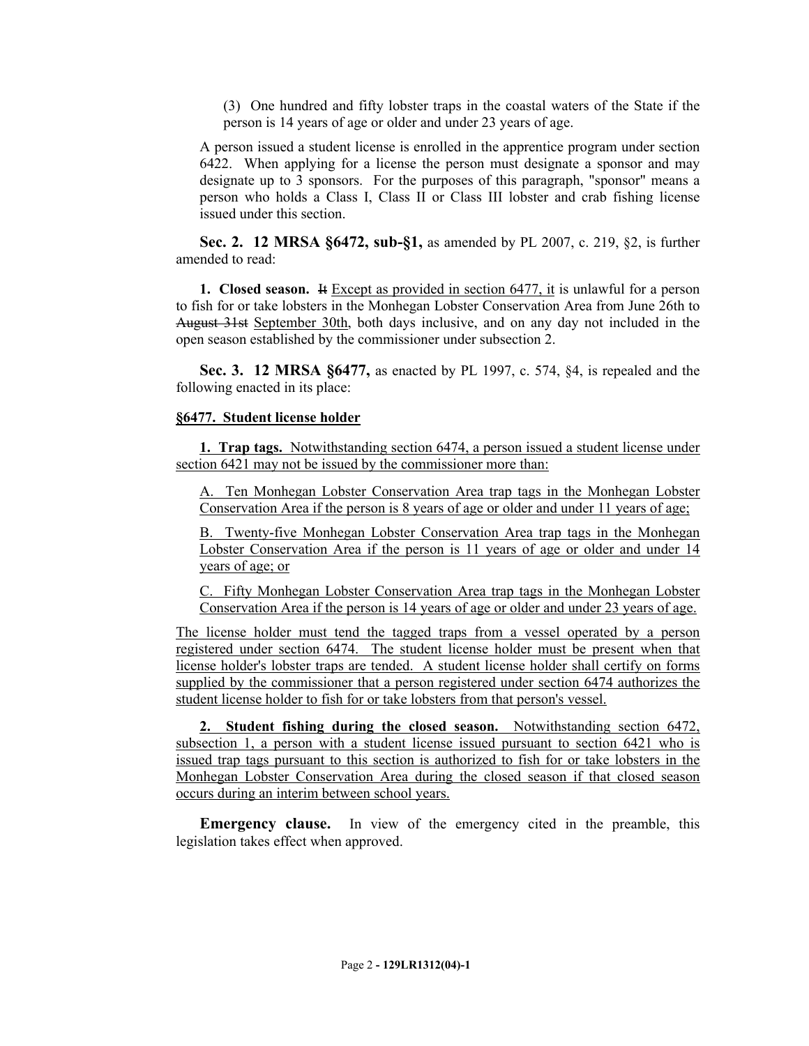(3) One hundred and fifty lobster traps in the coastal waters of the State if the person is 14 years of age or older and under 23 years of age.

A person issued a student license is enrolled in the apprentice program under section 6422. When applying for a license the person must designate a sponsor and may designate up to 3 sponsors. For the purposes of this paragraph, "sponsor" means a person who holds a Class I, Class II or Class III lobster and crab fishing license issued under this section.

**Sec. 2. 12 MRSA §6472, sub-§1,** as amended by PL 2007, c. 219, §2, is further amended to read:

**1. Closed season.** ~~It~~ Except as provided in section 6477, it is unlawful for a person to fish for or take lobsters in the Monhegan Lobster Conservation Area from June 26th to ~~August 31st~~ September 30th, both days inclusive, and on any day not included in the open season established by the commissioner under subsection 2.

**Sec. 3. 12 MRSA §6477,** as enacted by PL 1997, c. 574, §4, is repealed and the following enacted in its place:

**§6477. Student license holder**

**1. Trap tags.** Notwithstanding section 6474, a person issued a student license under section 6421 may not be issued by the commissioner more than:

A. Ten Monhegan Lobster Conservation Area trap tags in the Monhegan Lobster Conservation Area if the person is 8 years of age or older and under 11 years of age;

B. Twenty-five Monhegan Lobster Conservation Area trap tags in the Monhegan Lobster Conservation Area if the person is 11 years of age or older and under 14 years of age; or

C. Fifty Monhegan Lobster Conservation Area trap tags in the Monhegan Lobster Conservation Area if the person is 14 years of age or older and under 23 years of age.

The license holder must tend the tagged traps from a vessel operated by a person registered under section 6474. The student license holder must be present when that license holder's lobster traps are tended. A student license holder shall certify on forms supplied by the commissioner that a person registered under section 6474 authorizes the student license holder to fish for or take lobsters from that person's vessel.

**2. Student fishing during the closed season.** Notwithstanding section 6472, subsection 1, a person with a student license issued pursuant to section 6421 who is issued trap tags pursuant to this section is authorized to fish for or take lobsters in the Monhegan Lobster Conservation Area during the closed season if that closed season occurs during an interim between school years.

**Emergency clause.** In view of the emergency cited in the preamble, this legislation takes effect when approved.